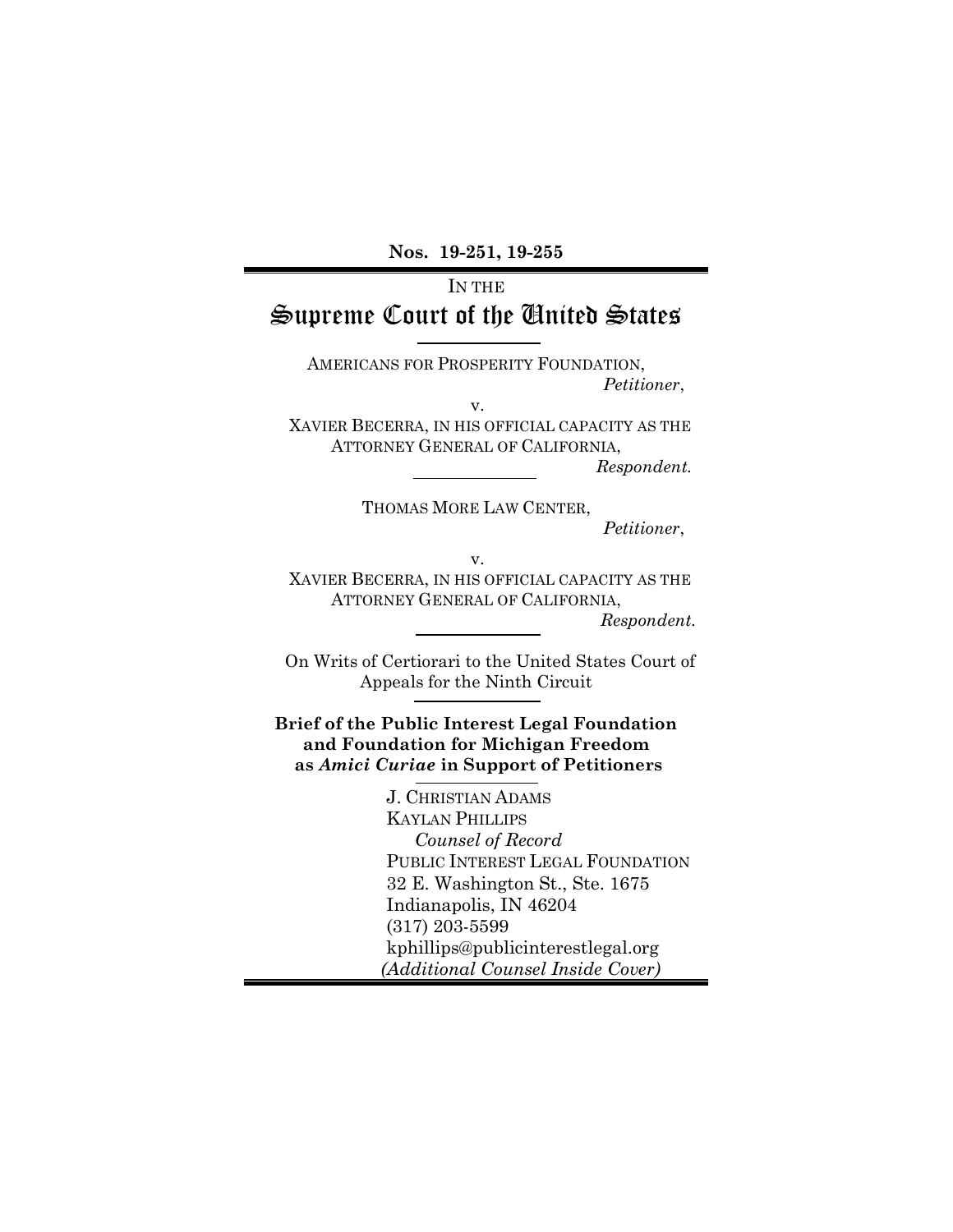**Nos. 19-251, 19-255**

IN THE

# Supreme Court of the United States

AMERICANS FOR PROSPERITY FOUNDATION,
*Petitioner*,

v.

XAVIER BECERRA, IN HIS OFFICIAL CAPACITY AS THE ATTORNEY GENERAL OF CALIFORNIA,
*Respondent.*

THOMAS MORE LAW CENTER,
*Petitioner*,

v.

XAVIER BECERRA, IN HIS OFFICIAL CAPACITY AS THE ATTORNEY GENERAL OF CALIFORNIA,
*Respondent.*

On Writs of Certiorari to the United States Court of Appeals for the Ninth Circuit

**Brief of the Public Interest Legal Foundation and Foundation for Michigan Freedom as *Amici Curiae* in Support of Petitioners**

J. CHRISTIAN ADAMS
KAYLAN PHILLIPS
*Counsel of Record*
PUBLIC INTEREST LEGAL FOUNDATION
32 E. Washington St., Ste. 1675
Indianapolis, IN 46204
(317) 203-5599
kphillips@publicinterestlegal.org
*(Additional Counsel Inside Cover)*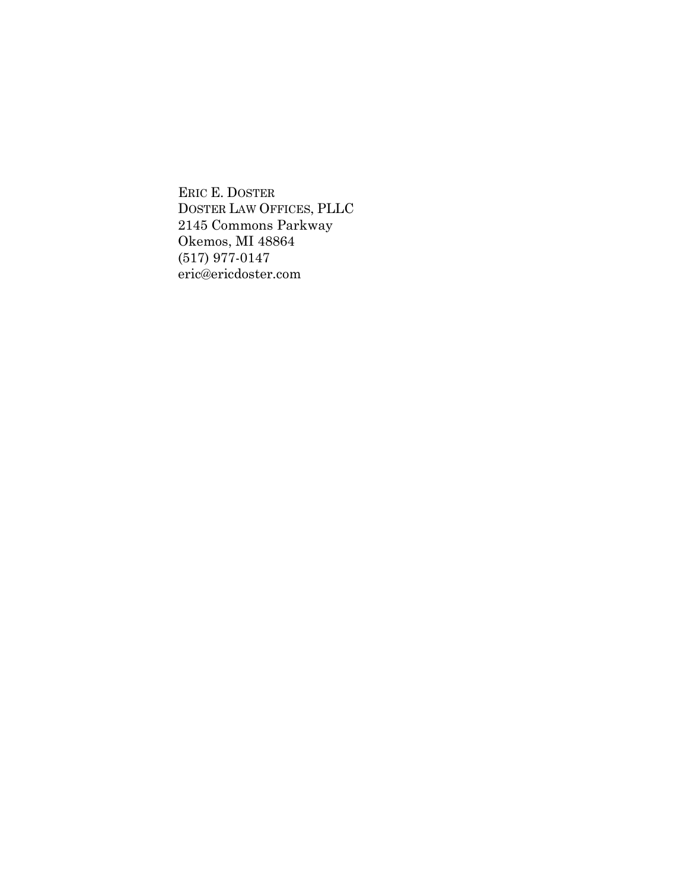ERIC E. DOSTER
DOSTER LAW OFFICES, PLLC
2145 Commons Parkway
Okemos, MI 48864
(517) 977-0147
eric@ericdoster.com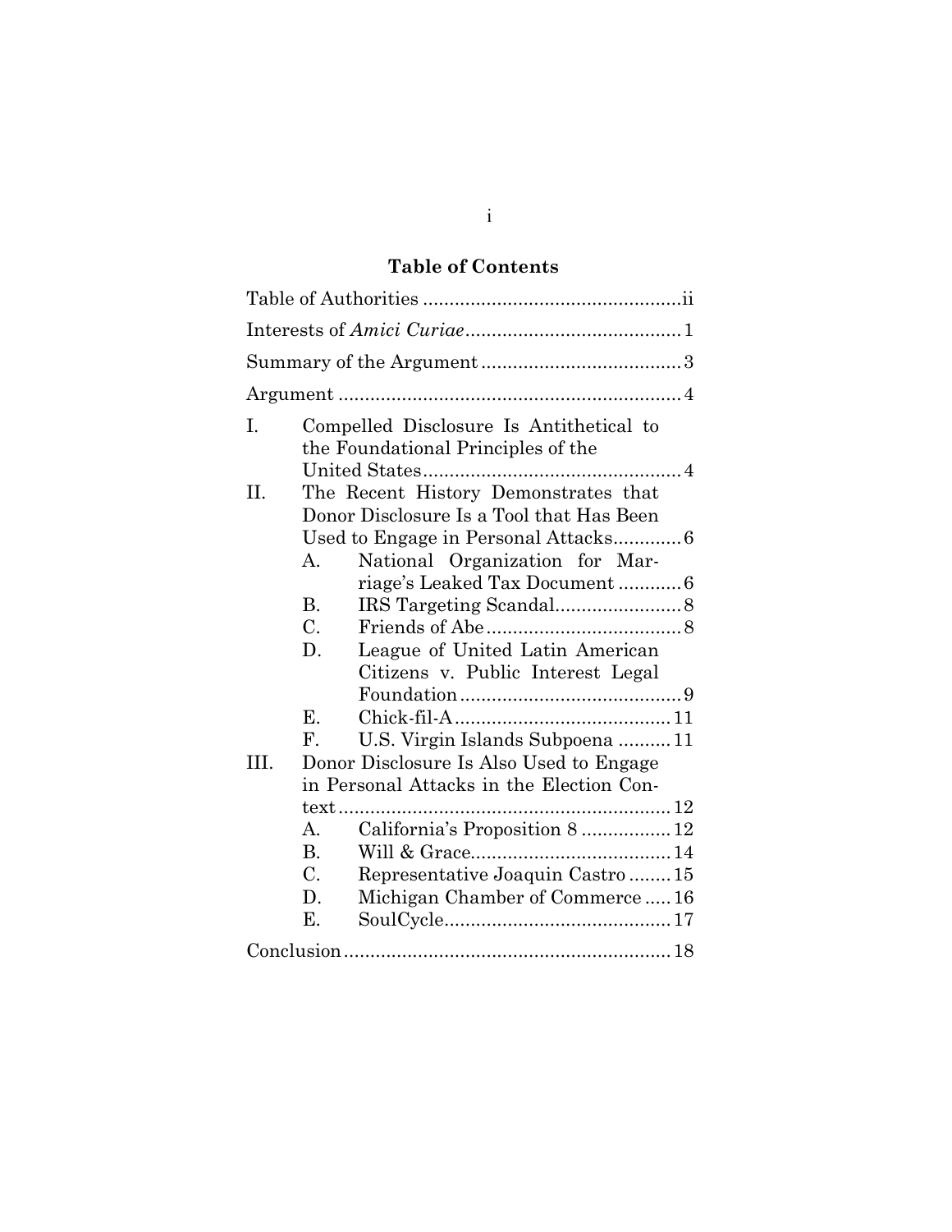## Table of Contents

Table of Authorities ................................................ii

Interests of *Amici Curiae* ........................................ 1

Summary of the Argument ..................................... 3

Argument ............................................................... 4

I. Compelled Disclosure Is Antithetical to the Foundational Principles of the United States ............................................... 4

II. The Recent History Demonstrates that Donor Disclosure Is a Tool that Has Been Used to Engage in Personal Attacks ............ 6
   - A. National Organization for Marriage's Leaked Tax Document ........... 6
   - B. IRS Targeting Scandal ....................... 8
   - C. Friends of Abe .................................... 8
   - D. League of United Latin American Citizens v. Public Interest Legal Foundation ......................................... 9
   - E. Chick-fil-A ........................................ 11
   - F. U.S. Virgin Islands Subpoena .......... 11

III. Donor Disclosure Is Also Used to Engage in Personal Attacks in the Election Context ............................................................. 12
   - A. California's Proposition 8 ................ 12
   - B. Will & Grace ..................................... 14
   - C. Representative Joaquin Castro ........ 15
   - D. Michigan Chamber of Commerce ..... 16
   - E. SoulCycle .......................................... 17

Conclusion ............................................................ 18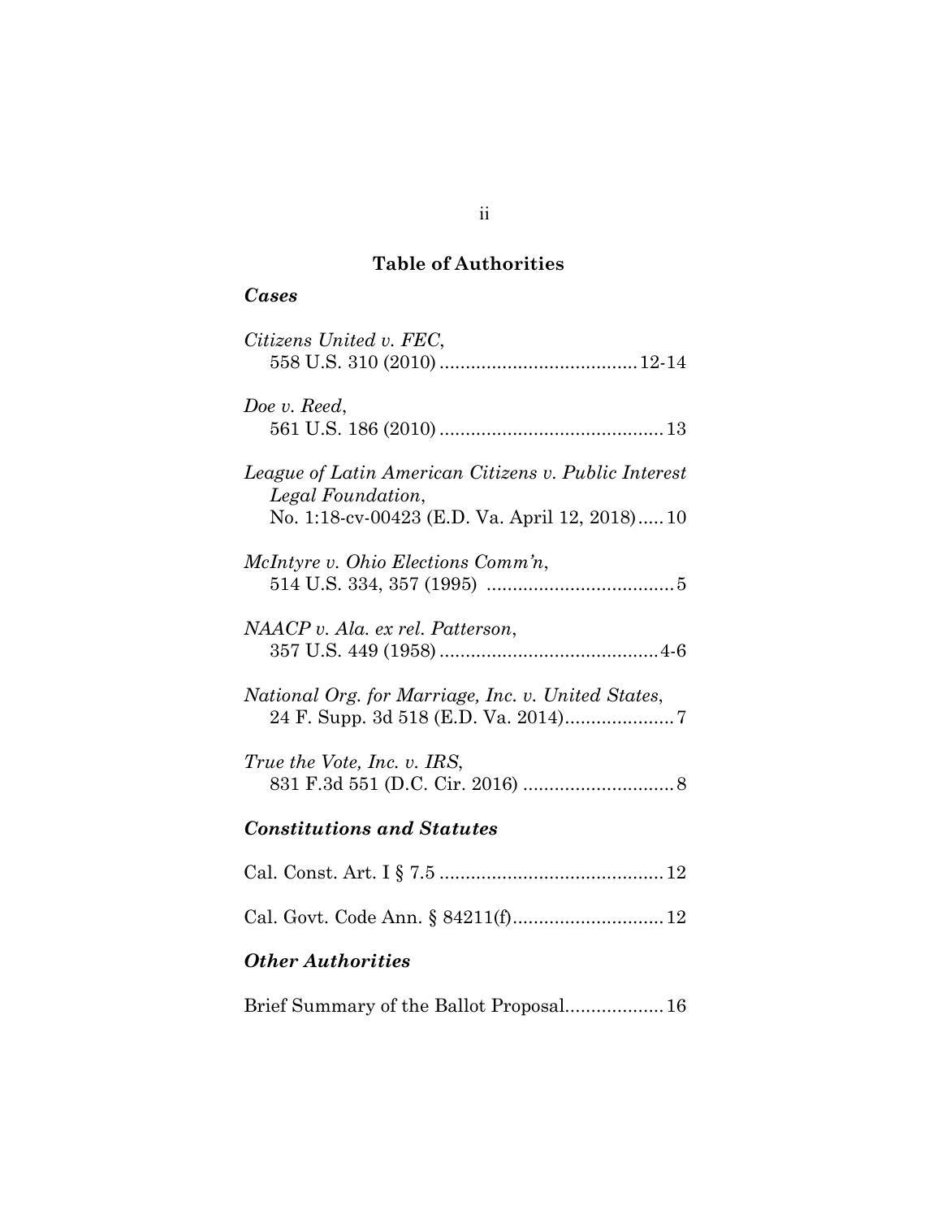# Table of Authorities

## *Cases*

*Citizens United v. FEC*,
558 U.S. 310 (2010) ...................................... 12-14

*Doe v. Reed*,
561 U.S. 186 (2010) ........................................... 13

*League of Latin American Citizens v. Public Interest Legal Foundation*,
No. 1:18-cv-00423 (E.D. Va. April 12, 2018)..... 10

*McIntyre v. Ohio Elections Comm'n*,
514 U.S. 334, 357 (1995) .................................... 5

*NAACP v. Ala. ex rel. Patterson*,
357 U.S. 449 (1958) .......................................... 4-6

*National Org. for Marriage, Inc. v. United States*,
24 F. Supp. 3d 518 (E.D. Va. 2014)..................... 7

*True the Vote, Inc. v. IRS*,
831 F.3d 551 (D.C. Cir. 2016) ............................. 8

## *Constitutions and Statutes*

Cal. Const. Art. I § 7.5 ........................................... 12

Cal. Govt. Code Ann. § 84211(f)............................. 12

## *Other Authorities*

Brief Summary of the Ballot Proposal................... 16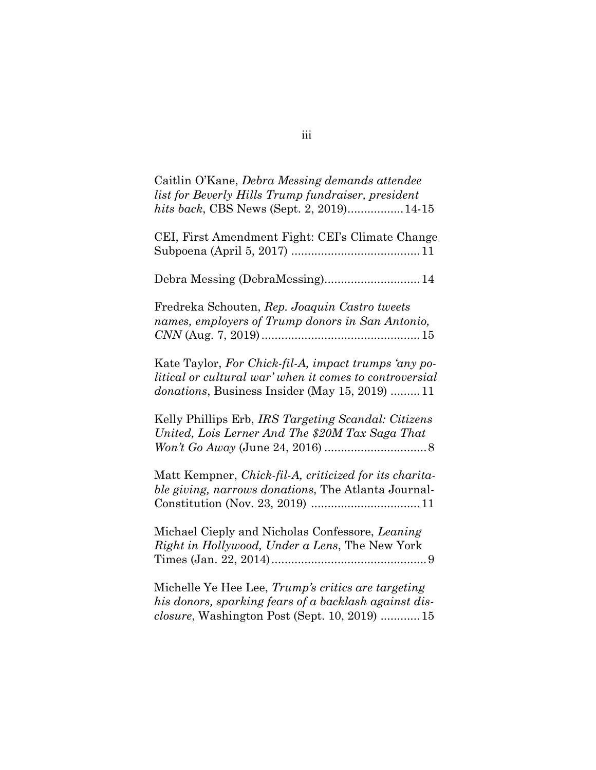Caitlin O'Kane, *Debra Messing demands attendee list for Beverly Hills Trump fundraiser, president hits back*, CBS News (Sept. 2, 2019)................14-15

CEI, First Amendment Fight: CEI's Climate Change Subpoena (April 5, 2017) .......................................11

Debra Messing (DebraMessing).............................14

Fredreka Schouten, *Rep. Joaquin Castro tweets names, employers of Trump donors in San Antonio, CNN* (Aug. 7, 2019)................................................15

Kate Taylor, *For Chick-fil-A, impact trumps 'any political or cultural war' when it comes to controversial donations*, Business Insider (May 15, 2019) .........11

Kelly Phillips Erb, *IRS Targeting Scandal: Citizens United, Lois Lerner And The $20M Tax Saga That Won't Go Away* (June 24, 2016) ...............................8

Matt Kempner, *Chick-fil-A, criticized for its charitable giving, narrows donations*, The Atlanta Journal-Constitution (Nov. 23, 2019) .................................11

Michael Cieply and Nicholas Confessore, *Leaning Right in Hollywood, Under a Lens*, The New York Times (Jan. 22, 2014)...............................................9

Michelle Ye Hee Lee, *Trump's critics are targeting his donors, sparking fears of a backlash against disclosure*, Washington Post (Sept. 10, 2019) ............15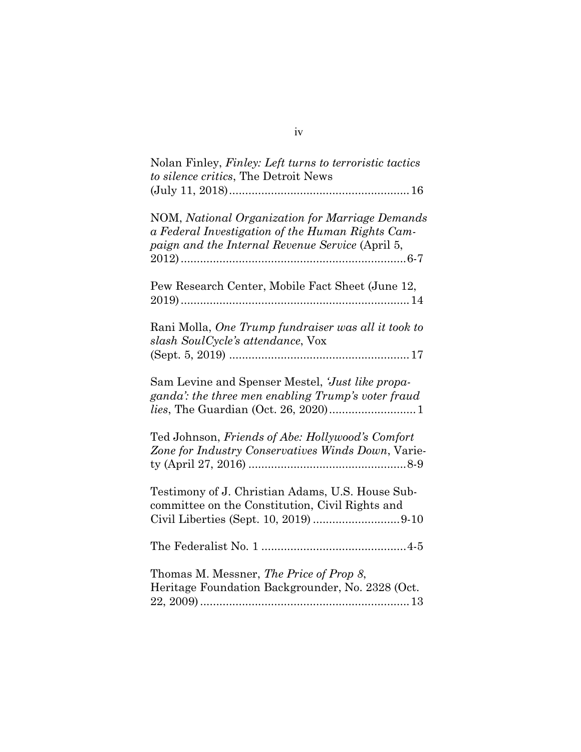Nolan Finley, *Finley: Left turns to terroristic tactics to silence critics*, The Detroit News (July 11, 2018) ........................................................ 16

NOM, *National Organization for Marriage Demands a Federal Investigation of the Human Rights Campaign and the Internal Revenue Service* (April 5, 2012) ...................................................................... 6-7

Pew Research Center, Mobile Fact Sheet (June 12, 2019) ....................................................................... 14

Rani Molla, *One Trump fundraiser was all it took to slash SoulCycle's attendance*, Vox (Sept. 5, 2019) ........................................................ 17

Sam Levine and Spenser Mestel, *'Just like propaganda': the three men enabling Trump's voter fraud lies*, The Guardian (Oct. 26, 2020) ........................... 1

Ted Johnson, *Friends of Abe: Hollywood's Comfort Zone for Industry Conservatives Winds Down*, Variety (April 27, 2016) ................................................ 8-9

Testimony of J. Christian Adams, U.S. House Subcommittee on the Constitution, Civil Rights and Civil Liberties (Sept. 10, 2019) .......................... 9-10

The Federalist No. 1 ............................................. 4-5

Thomas M. Messner, *The Price of Prop 8*, Heritage Foundation Backgrounder, No. 2328 (Oct. 22, 2009) ................................................................ 13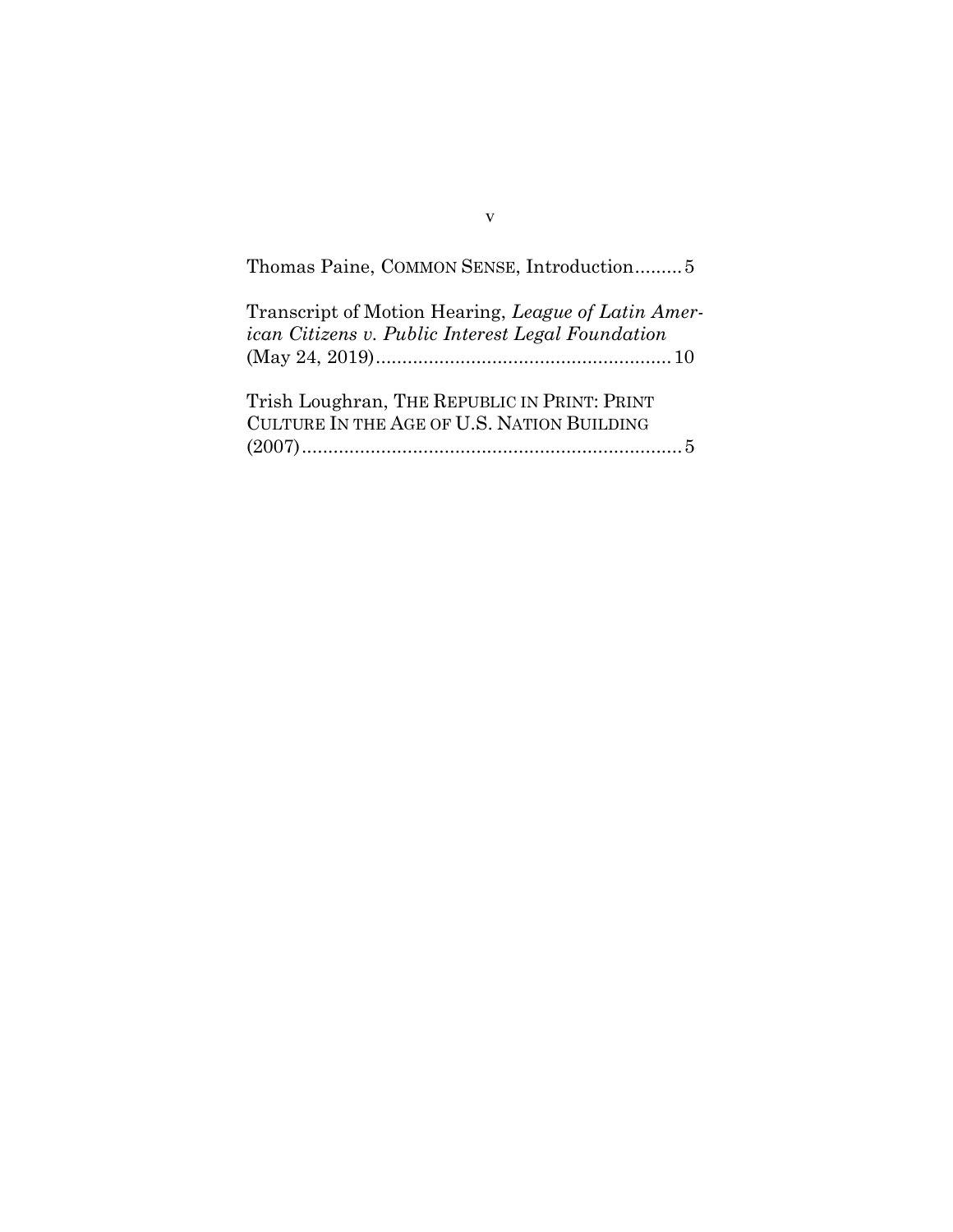Thomas Paine, COMMON SENSE, Introduction.........5

Transcript of Motion Hearing, *League of Latin American Citizens v. Public Interest Legal Foundation* (May 24, 2019).......................................................10

Trish Loughran, THE REPUBLIC IN PRINT: PRINT CULTURE IN THE AGE OF U.S. NATION BUILDING (2007)........................................................................5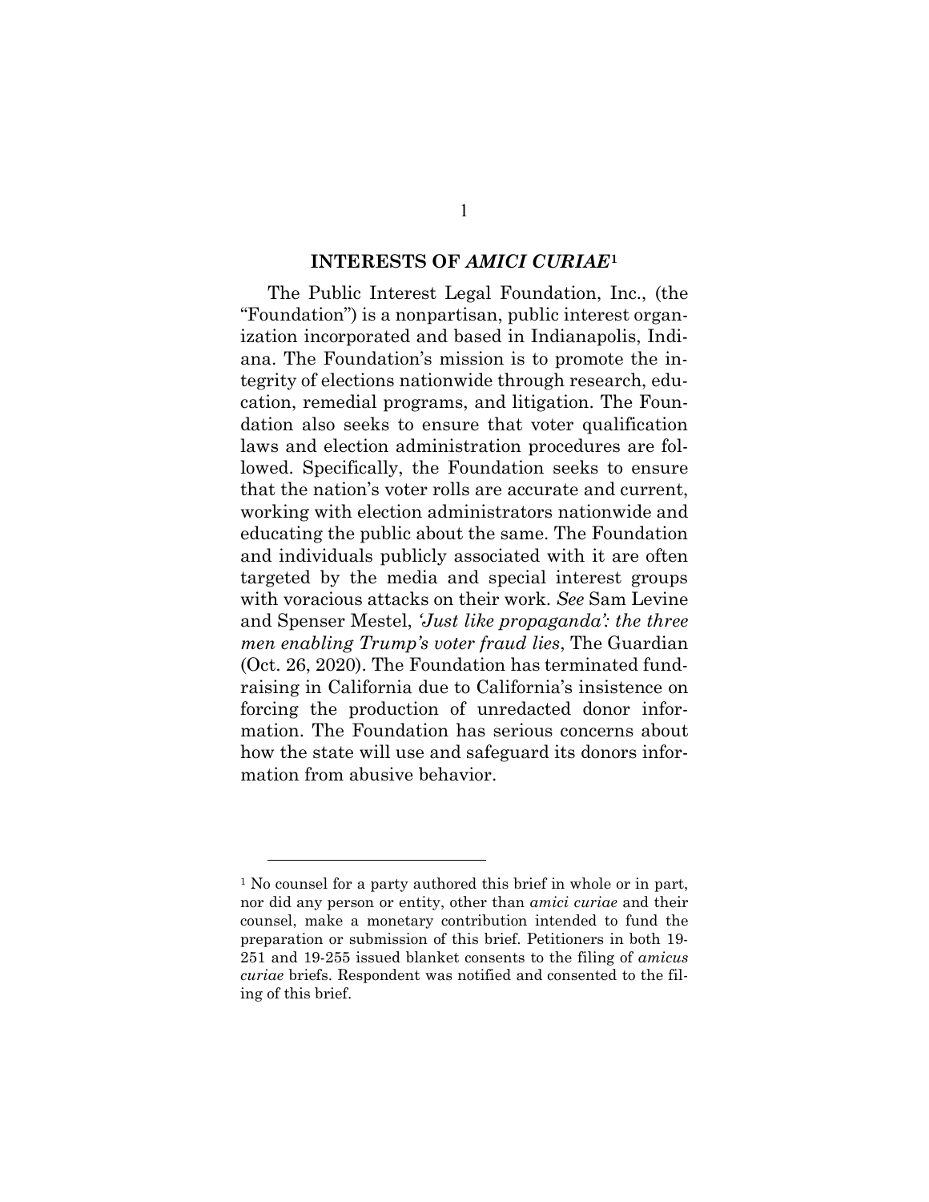## INTERESTS OF *AMICI CURIAE*[1]

The Public Interest Legal Foundation, Inc., (the "Foundation") is a nonpartisan, public interest organization incorporated and based in Indianapolis, Indiana. The Foundation's mission is to promote the integrity of elections nationwide through research, education, remedial programs, and litigation. The Foundation also seeks to ensure that voter qualification laws and election administration procedures are followed. Specifically, the Foundation seeks to ensure that the nation's voter rolls are accurate and current, working with election administrators nationwide and educating the public about the same. The Foundation and individuals publicly associated with it are often targeted by the media and special interest groups with voracious attacks on their work. *See* Sam Levine and Spenser Mestel, *'Just like propaganda': the three men enabling Trump's voter fraud lies*, The Guardian (Oct. 26, 2020). The Foundation has terminated fundraising in California due to California's insistence on forcing the production of unredacted donor information. The Foundation has serious concerns about how the state will use and safeguard its donors information from abusive behavior.

---

[1] No counsel for a party authored this brief in whole or in part, nor did any person or entity, other than *amici curiae* and their counsel, make a monetary contribution intended to fund the preparation or submission of this brief. Petitioners in both 19-251 and 19-255 issued blanket consents to the filing of *amicus curiae* briefs. Respondent was notified and consented to the filing of this brief.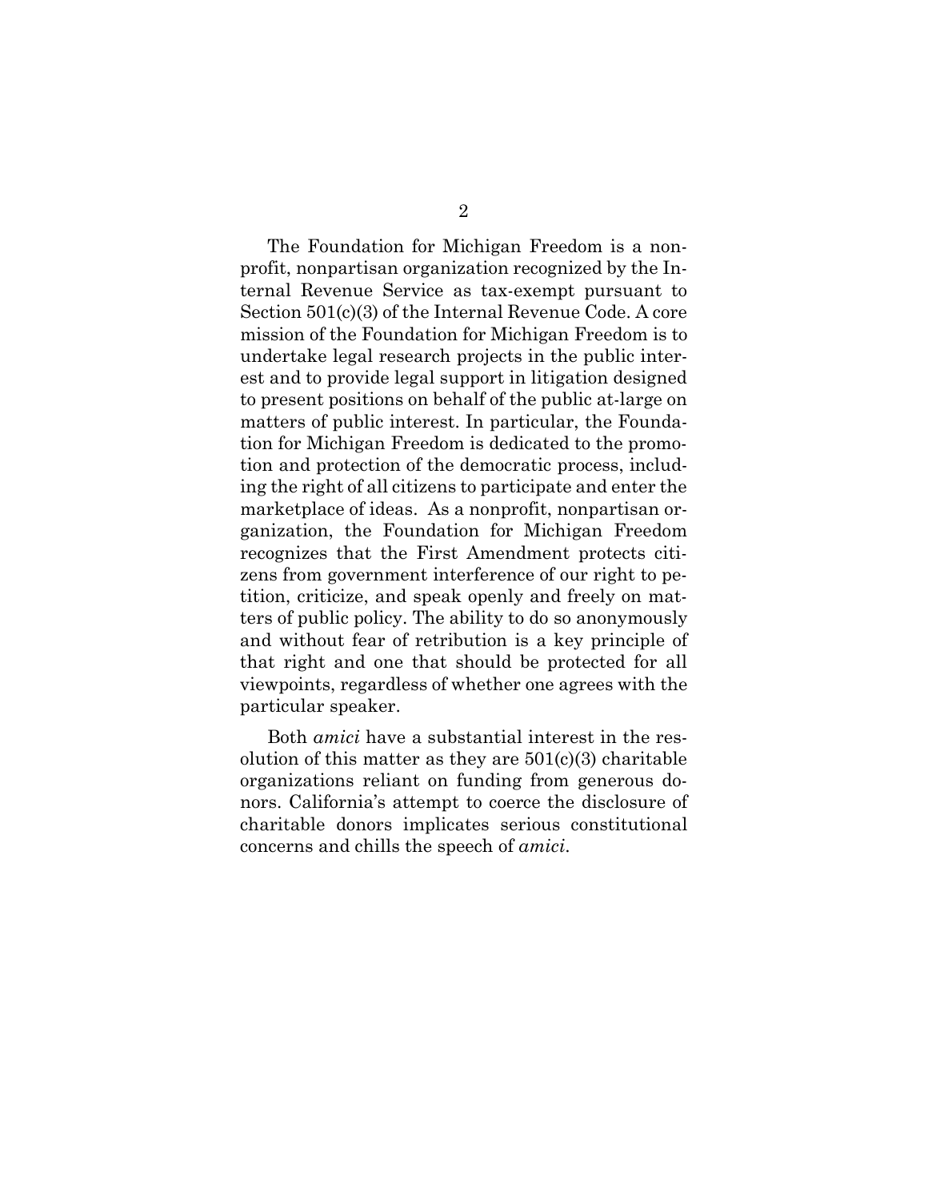The Foundation for Michigan Freedom is a nonprofit, nonpartisan organization recognized by the Internal Revenue Service as tax-exempt pursuant to Section 501(c)(3) of the Internal Revenue Code. A core mission of the Foundation for Michigan Freedom is to undertake legal research projects in the public interest and to provide legal support in litigation designed to present positions on behalf of the public at-large on matters of public interest. In particular, the Foundation for Michigan Freedom is dedicated to the promotion and protection of the democratic process, including the right of all citizens to participate and enter the marketplace of ideas. As a nonprofit, nonpartisan organization, the Foundation for Michigan Freedom recognizes that the First Amendment protects citizens from government interference of our right to petition, criticize, and speak openly and freely on matters of public policy. The ability to do so anonymously and without fear of retribution is a key principle of that right and one that should be protected for all viewpoints, regardless of whether one agrees with the particular speaker.

Both *amici* have a substantial interest in the resolution of this matter as they are 501(c)(3) charitable organizations reliant on funding from generous donors. California's attempt to coerce the disclosure of charitable donors implicates serious constitutional concerns and chills the speech of *amici*.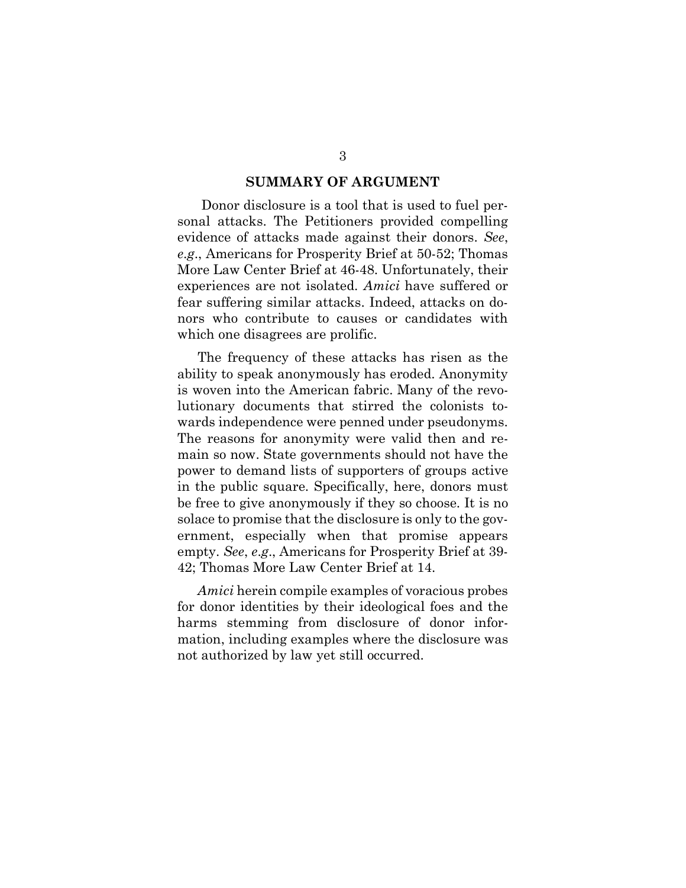## SUMMARY OF ARGUMENT

Donor disclosure is a tool that is used to fuel personal attacks. The Petitioners provided compelling evidence of attacks made against their donors. *See*, *e.g*., Americans for Prosperity Brief at 50-52; Thomas More Law Center Brief at 46-48. Unfortunately, their experiences are not isolated. *Amici* have suffered or fear suffering similar attacks. Indeed, attacks on donors who contribute to causes or candidates with which one disagrees are prolific.

The frequency of these attacks has risen as the ability to speak anonymously has eroded. Anonymity is woven into the American fabric. Many of the revolutionary documents that stirred the colonists towards independence were penned under pseudonyms. The reasons for anonymity were valid then and remain so now. State governments should not have the power to demand lists of supporters of groups active in the public square. Specifically, here, donors must be free to give anonymously if they so choose. It is no solace to promise that the disclosure is only to the government, especially when that promise appears empty. *See*, *e.g*., Americans for Prosperity Brief at 39-42; Thomas More Law Center Brief at 14.

*Amici* herein compile examples of voracious probes for donor identities by their ideological foes and the harms stemming from disclosure of donor information, including examples where the disclosure was not authorized by law yet still occurred.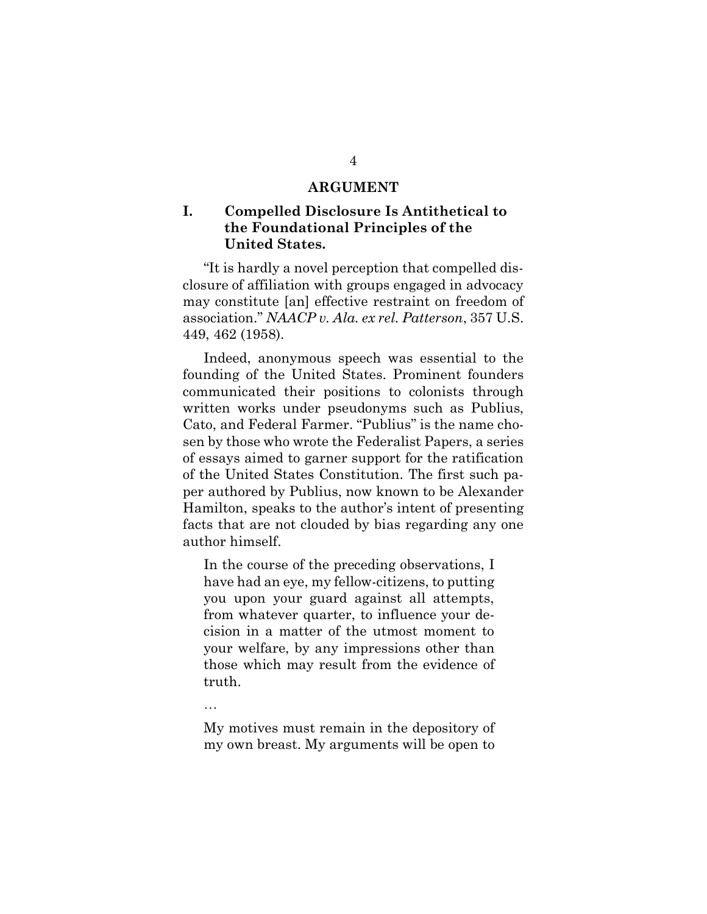## ARGUMENT

### I. Compelled Disclosure Is Antithetical to the Foundational Principles of the United States.

"It is hardly a novel perception that compelled disclosure of affiliation with groups engaged in advocacy may constitute [an] effective restraint on freedom of association." *NAACP v. Ala. ex rel. Patterson*, 357 U.S. 449, 462 (1958).

Indeed, anonymous speech was essential to the founding of the United States. Prominent founders communicated their positions to colonists through written works under pseudonyms such as Publius, Cato, and Federal Farmer. "Publius" is the name chosen by those who wrote the Federalist Papers, a series of essays aimed to garner support for the ratification of the United States Constitution. The first such paper authored by Publius, now known to be Alexander Hamilton, speaks to the author's intent of presenting facts that are not clouded by bias regarding any one author himself.

> In the course of the preceding observations, I have had an eye, my fellow-citizens, to putting you upon your guard against all attempts, from whatever quarter, to influence your decision in a matter of the utmost moment to your welfare, by any impressions other than those which may result from the evidence of truth.
>
> …
>
> My motives must remain in the depository of my own breast. My arguments will be open to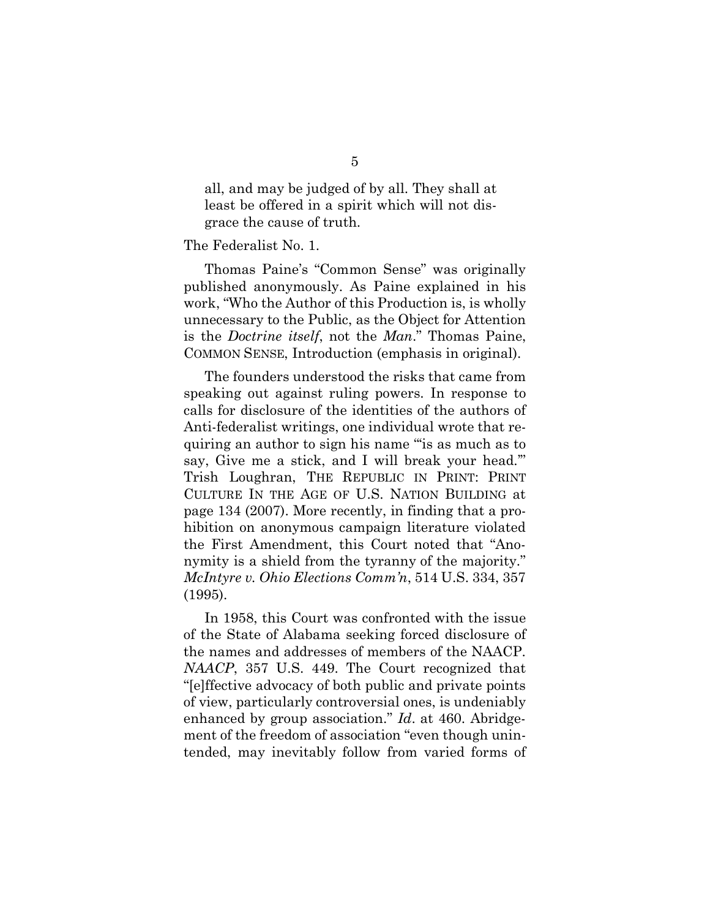> all, and may be judged of by all. They shall at least be offered in a spirit which will not disgrace the cause of truth.

The Federalist No. 1.

Thomas Paine's "Common Sense" was originally published anonymously. As Paine explained in his work, "Who the Author of this Production is, is wholly unnecessary to the Public, as the Object for Attention is the *Doctrine itself*, not the *Man*." Thomas Paine, COMMON SENSE, Introduction (emphasis in original).

The founders understood the risks that came from speaking out against ruling powers. In response to calls for disclosure of the identities of the authors of Anti-federalist writings, one individual wrote that requiring an author to sign his name "'is as much as to say, Give me a stick, and I will break your head.'" Trish Loughran, THE REPUBLIC IN PRINT: PRINT CULTURE IN THE AGE OF U.S. NATION BUILDING at page 134 (2007). More recently, in finding that a prohibition on anonymous campaign literature violated the First Amendment, this Court noted that "Anonymity is a shield from the tyranny of the majority." *McIntyre v. Ohio Elections Comm'n*, 514 U.S. 334, 357 (1995).

In 1958, this Court was confronted with the issue of the State of Alabama seeking forced disclosure of the names and addresses of members of the NAACP. *NAACP*, 357 U.S. 449. The Court recognized that "[e]ffective advocacy of both public and private points of view, particularly controversial ones, is undeniably enhanced by group association." *Id*. at 460. Abridgement of the freedom of association "even though unintended, may inevitably follow from varied forms of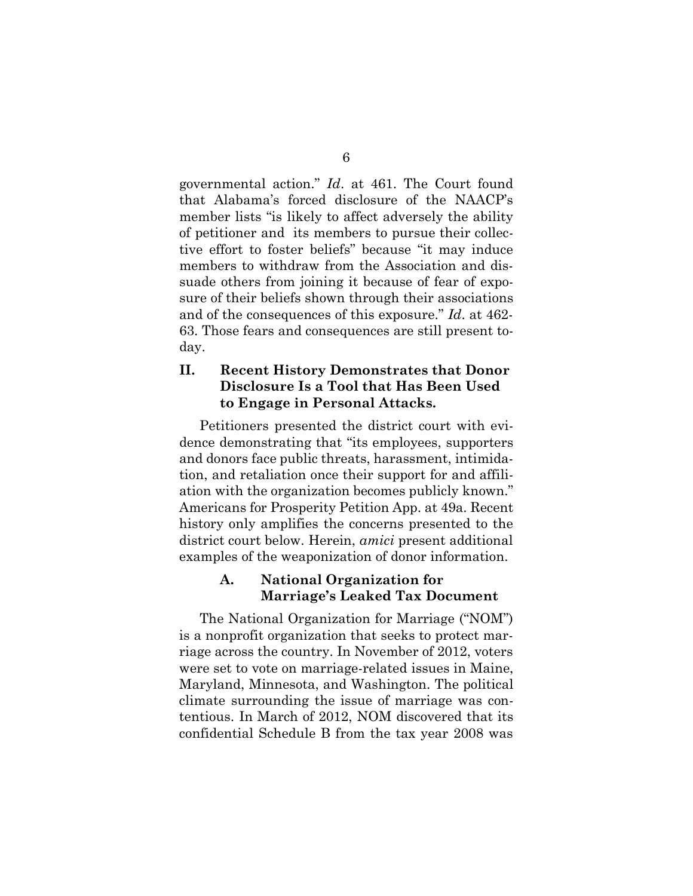governmental action." *Id*. at 461. The Court found that Alabama's forced disclosure of the NAACP's member lists "is likely to affect adversely the ability of petitioner and its members to pursue their collective effort to foster beliefs" because "it may induce members to withdraw from the Association and dissuade others from joining it because of fear of exposure of their beliefs shown through their associations and of the consequences of this exposure." *Id*. at 462-63. Those fears and consequences are still present today.

## II. Recent History Demonstrates that Donor Disclosure Is a Tool that Has Been Used to Engage in Personal Attacks.

Petitioners presented the district court with evidence demonstrating that "its employees, supporters and donors face public threats, harassment, intimidation, and retaliation once their support for and affiliation with the organization becomes publicly known." Americans for Prosperity Petition App. at 49a. Recent history only amplifies the concerns presented to the district court below. Herein, *amici* present additional examples of the weaponization of donor information.

### A. National Organization for Marriage's Leaked Tax Document

The National Organization for Marriage ("NOM") is a nonprofit organization that seeks to protect marriage across the country. In November of 2012, voters were set to vote on marriage-related issues in Maine, Maryland, Minnesota, and Washington. The political climate surrounding the issue of marriage was contentious. In March of 2012, NOM discovered that its confidential Schedule B from the tax year 2008 was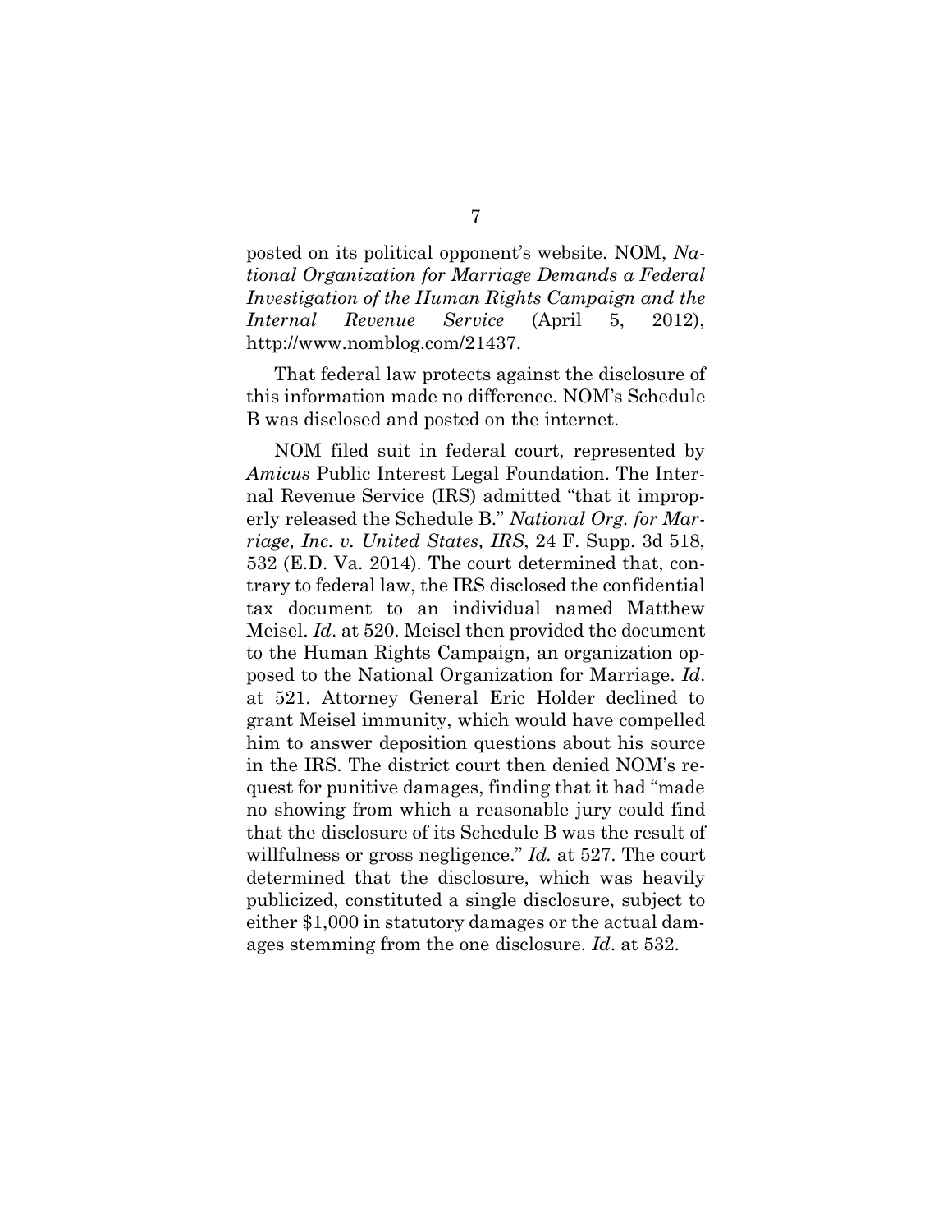posted on its political opponent's website. NOM, *National Organization for Marriage Demands a Federal Investigation of the Human Rights Campaign and the Internal Revenue Service* (April 5, 2012), http://www.nomblog.com/21437.

That federal law protects against the disclosure of this information made no difference. NOM's Schedule B was disclosed and posted on the internet.

NOM filed suit in federal court, represented by *Amicus* Public Interest Legal Foundation. The Internal Revenue Service (IRS) admitted "that it improperly released the Schedule B." *National Org. for Marriage, Inc. v. United States, IRS*, 24 F. Supp. 3d 518, 532 (E.D. Va. 2014). The court determined that, contrary to federal law, the IRS disclosed the confidential tax document to an individual named Matthew Meisel. *Id*. at 520. Meisel then provided the document to the Human Rights Campaign, an organization opposed to the National Organization for Marriage. *Id*. at 521. Attorney General Eric Holder declined to grant Meisel immunity, which would have compelled him to answer deposition questions about his source in the IRS. The district court then denied NOM's request for punitive damages, finding that it had "made no showing from which a reasonable jury could find that the disclosure of its Schedule B was the result of willfulness or gross negligence." *Id.* at 527. The court determined that the disclosure, which was heavily publicized, constituted a single disclosure, subject to either $1,000 in statutory damages or the actual damages stemming from the one disclosure. *Id*. at 532.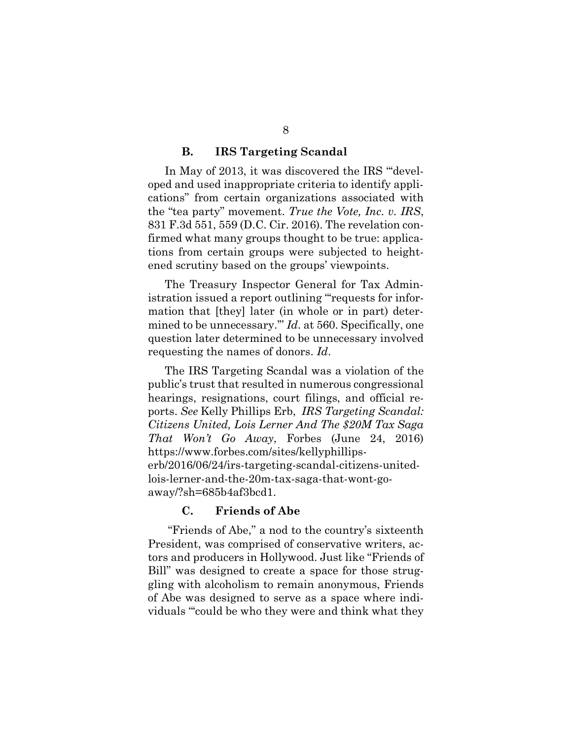### B. IRS Targeting Scandal

In May of 2013, it was discovered the IRS "'developed and used inappropriate criteria to identify applications" from certain organizations associated with the "tea party" movement. *True the Vote, Inc. v. IRS*, 831 F.3d 551, 559 (D.C. Cir. 2016). The revelation confirmed what many groups thought to be true: applications from certain groups were subjected to heightened scrutiny based on the groups' viewpoints.

The Treasury Inspector General for Tax Administration issued a report outlining "'requests for information that [they] later (in whole or in part) determined to be unnecessary.'" *Id*. at 560. Specifically, one question later determined to be unnecessary involved requesting the names of donors. *Id*.

The IRS Targeting Scandal was a violation of the public's trust that resulted in numerous congressional hearings, resignations, court filings, and official reports. *See* Kelly Phillips Erb, *IRS Targeting Scandal: Citizens United, Lois Lerner And The $20M Tax Saga That Won't Go Away*, Forbes (June 24, 2016) https://www.forbes.com/sites/kellyphillips-erb/2016/06/24/irs-targeting-scandal-citizens-united-lois-lerner-and-the-20m-tax-saga-that-wont-go-away/?sh=685b4af3bcd1.

### C. Friends of Abe

"Friends of Abe," a nod to the country's sixteenth President, was comprised of conservative writers, actors and producers in Hollywood. Just like "Friends of Bill" was designed to create a space for those struggling with alcoholism to remain anonymous, Friends of Abe was designed to serve as a space where individuals "'could be who they were and think what they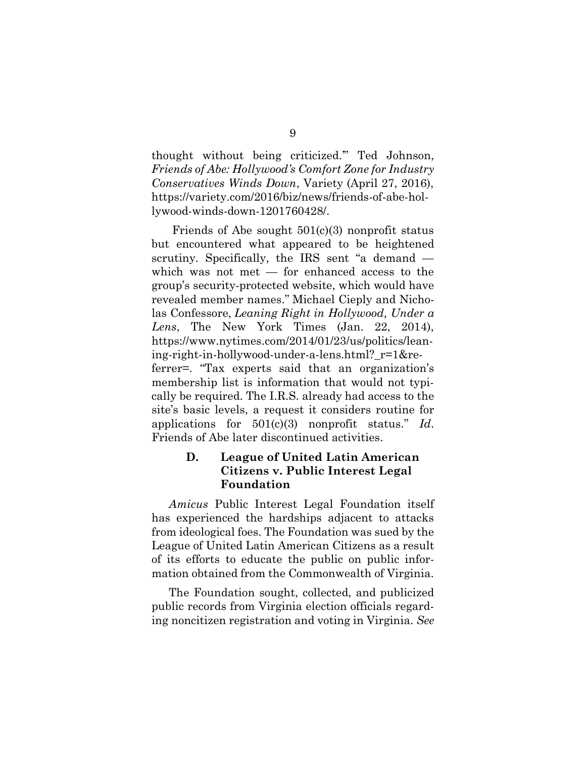thought without being criticized.'" Ted Johnson, *Friends of Abe: Hollywood's Comfort Zone for Industry Conservatives Winds Down*, Variety (April 27, 2016), https://variety.com/2016/biz/news/friends-of-abe-hollywood-winds-down-1201760428/.

Friends of Abe sought 501(c)(3) nonprofit status but encountered what appeared to be heightened scrutiny. Specifically, the IRS sent "a demand — which was not met — for enhanced access to the group's security-protected website, which would have revealed member names." Michael Cieply and Nicholas Confessore, *Leaning Right in Hollywood, Under a Lens*, The New York Times (Jan. 22, 2014), https://www.nytimes.com/2014/01/23/us/politics/leaning-right-in-hollywood-under-a-lens.html?_r=1&referrer=. "Tax experts said that an organization's membership list is information that would not typically be required. The I.R.S. already had access to the site's basic levels, a request it considers routine for applications for 501(c)(3) nonprofit status." *Id*. Friends of Abe later discontinued activities.

### D. League of United Latin American Citizens v. Public Interest Legal Foundation

*Amicus* Public Interest Legal Foundation itself has experienced the hardships adjacent to attacks from ideological foes. The Foundation was sued by the League of United Latin American Citizens as a result of its efforts to educate the public on public information obtained from the Commonwealth of Virginia.

The Foundation sought, collected, and publicized public records from Virginia election officials regarding noncitizen registration and voting in Virginia. *See*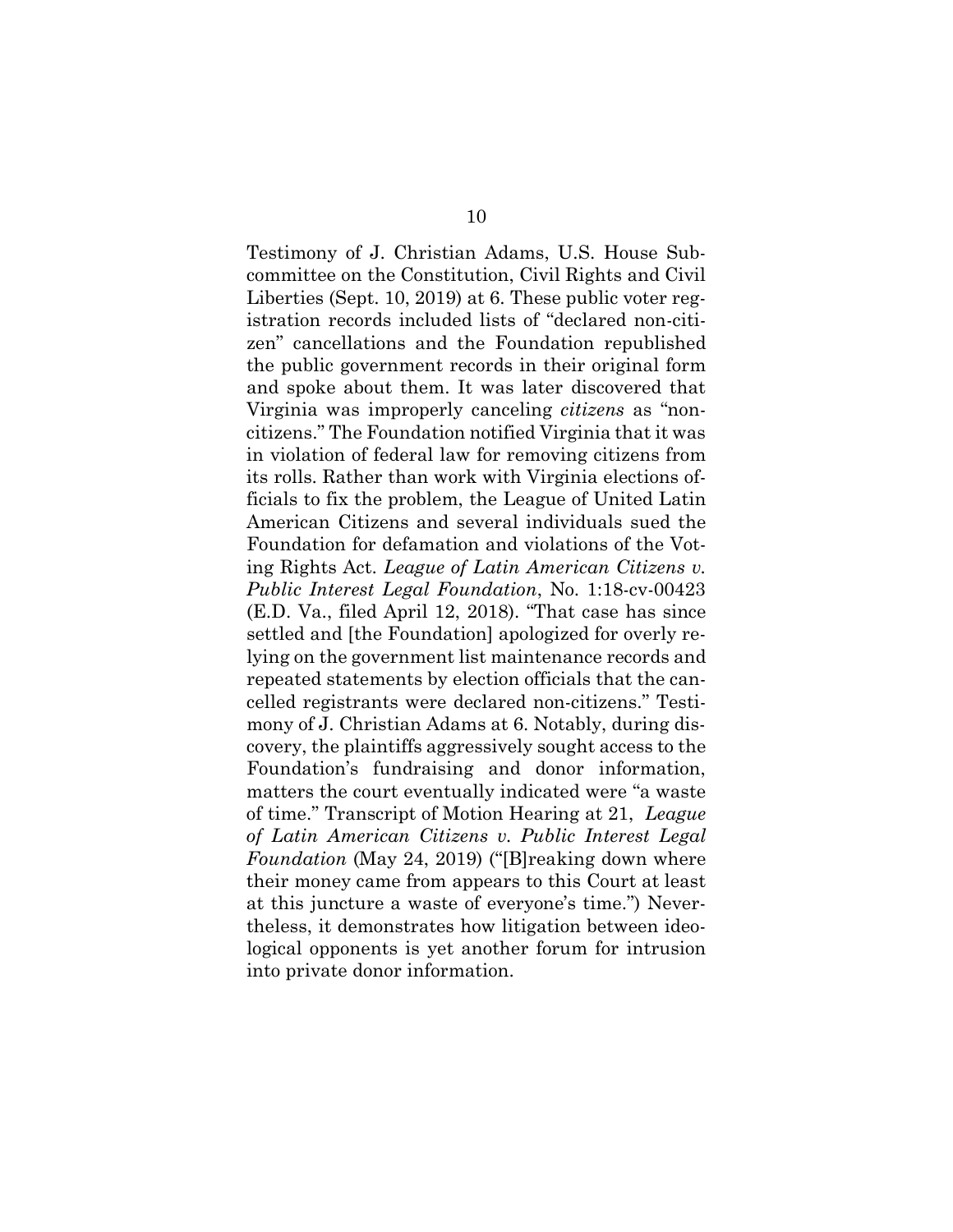Testimony of J. Christian Adams, U.S. House Subcommittee on the Constitution, Civil Rights and Civil Liberties (Sept. 10, 2019) at 6. These public voter registration records included lists of "declared non-citizen" cancellations and the Foundation republished the public government records in their original form and spoke about them. It was later discovered that Virginia was improperly canceling *citizens* as "non-citizens." The Foundation notified Virginia that it was in violation of federal law for removing citizens from its rolls. Rather than work with Virginia elections officials to fix the problem, the League of United Latin American Citizens and several individuals sued the Foundation for defamation and violations of the Voting Rights Act. *League of Latin American Citizens v. Public Interest Legal Foundation*, No. 1:18-cv-00423 (E.D. Va., filed April 12, 2018). "That case has since settled and [the Foundation] apologized for overly relying on the government list maintenance records and repeated statements by election officials that the cancelled registrants were declared non-citizens." Testimony of J. Christian Adams at 6. Notably, during discovery, the plaintiffs aggressively sought access to the Foundation's fundraising and donor information, matters the court eventually indicated were "a waste of time." Transcript of Motion Hearing at 21, *League of Latin American Citizens v. Public Interest Legal Foundation* (May 24, 2019) ("[B]reaking down where their money came from appears to this Court at least at this juncture a waste of everyone's time.") Nevertheless, it demonstrates how litigation between ideological opponents is yet another forum for intrusion into private donor information.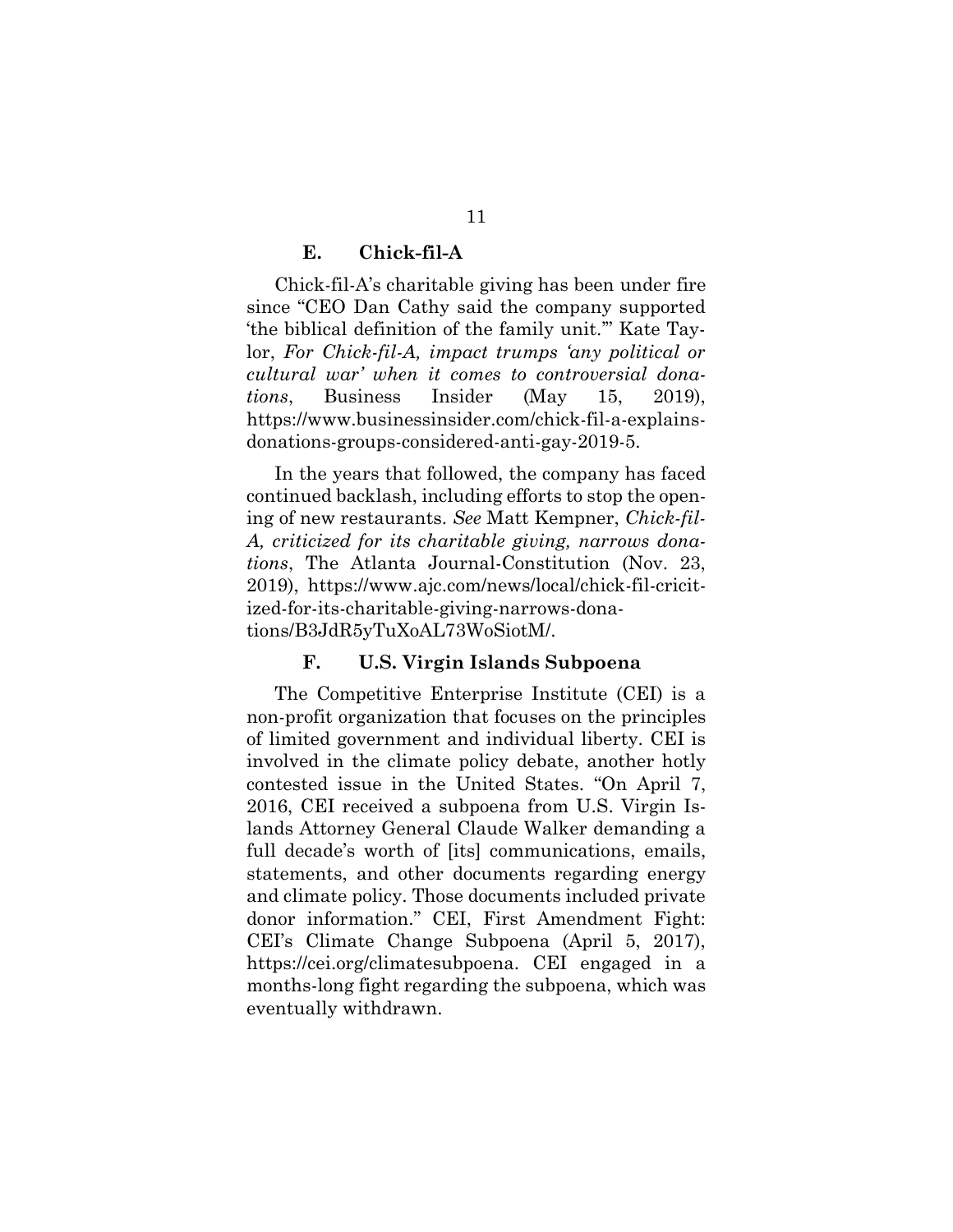### E. Chick-fil-A

Chick-fil-A's charitable giving has been under fire since "CEO Dan Cathy said the company supported 'the biblical definition of the family unit.'" Kate Taylor, *For Chick-fil-A, impact trumps 'any political or cultural war' when it comes to controversial donations*, Business Insider (May 15, 2019), https://www.businessinsider.com/chick-fil-a-explains-donations-groups-considered-anti-gay-2019-5.

In the years that followed, the company has faced continued backlash, including efforts to stop the opening of new restaurants. *See* Matt Kempner, *Chick-fil-A, criticized for its charitable giving, narrows donations*, The Atlanta Journal-Constitution (Nov. 23, 2019), https://www.ajc.com/news/local/chick-fil-cricitized-for-its-charitable-giving-narrows-donations/B3JdR5yTuXoAL73WoSiotM/.

### F. U.S. Virgin Islands Subpoena

The Competitive Enterprise Institute (CEI) is a non-profit organization that focuses on the principles of limited government and individual liberty. CEI is involved in the climate policy debate, another hotly contested issue in the United States. "On April 7, 2016, CEI received a subpoena from U.S. Virgin Islands Attorney General Claude Walker demanding a full decade's worth of [its] communications, emails, statements, and other documents regarding energy and climate policy. Those documents included private donor information." CEI, First Amendment Fight: CEI's Climate Change Subpoena (April 5, 2017), https://cei.org/climatesubpoena. CEI engaged in a months-long fight regarding the subpoena, which was eventually withdrawn.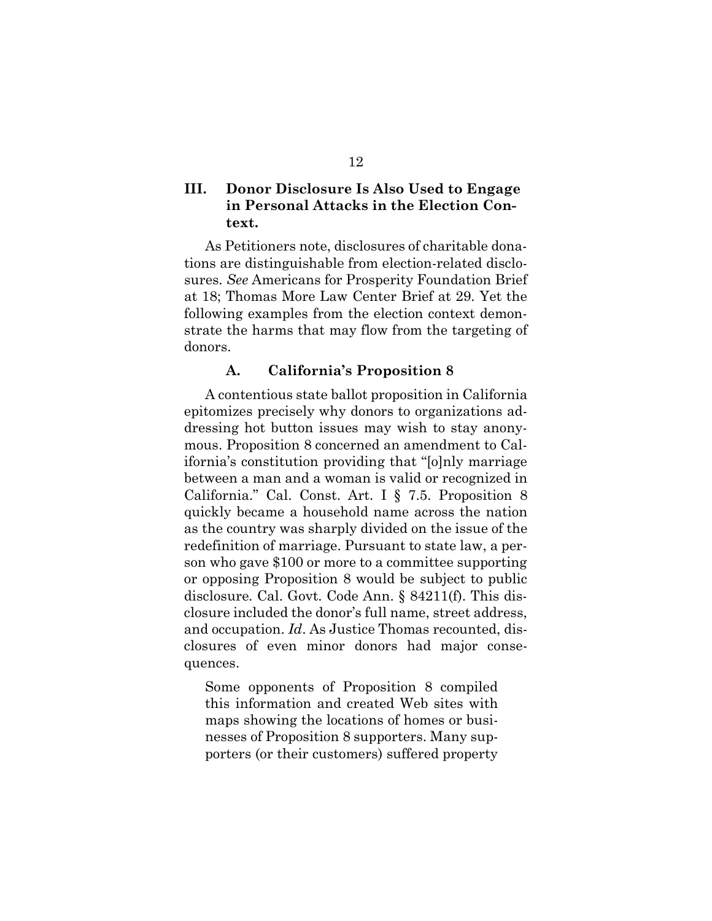## III. Donor Disclosure Is Also Used to Engage in Personal Attacks in the Election Context.

As Petitioners note, disclosures of charitable donations are distinguishable from election-related disclosures. *See* Americans for Prosperity Foundation Brief at 18; Thomas More Law Center Brief at 29. Yet the following examples from the election context demonstrate the harms that may flow from the targeting of donors.

### A. California's Proposition 8

A contentious state ballot proposition in California epitomizes precisely why donors to organizations addressing hot button issues may wish to stay anonymous. Proposition 8 concerned an amendment to California's constitution providing that "[o]nly marriage between a man and a woman is valid or recognized in California." Cal. Const. Art. I § 7.5. Proposition 8 quickly became a household name across the nation as the country was sharply divided on the issue of the redefinition of marriage. Pursuant to state law, a person who gave $100 or more to a committee supporting or opposing Proposition 8 would be subject to public disclosure. Cal. Govt. Code Ann. § 84211(f). This disclosure included the donor's full name, street address, and occupation. *Id*. As Justice Thomas recounted, disclosures of even minor donors had major consequences.

> Some opponents of Proposition 8 compiled this information and created Web sites with maps showing the locations of homes or businesses of Proposition 8 supporters. Many supporters (or their customers) suffered property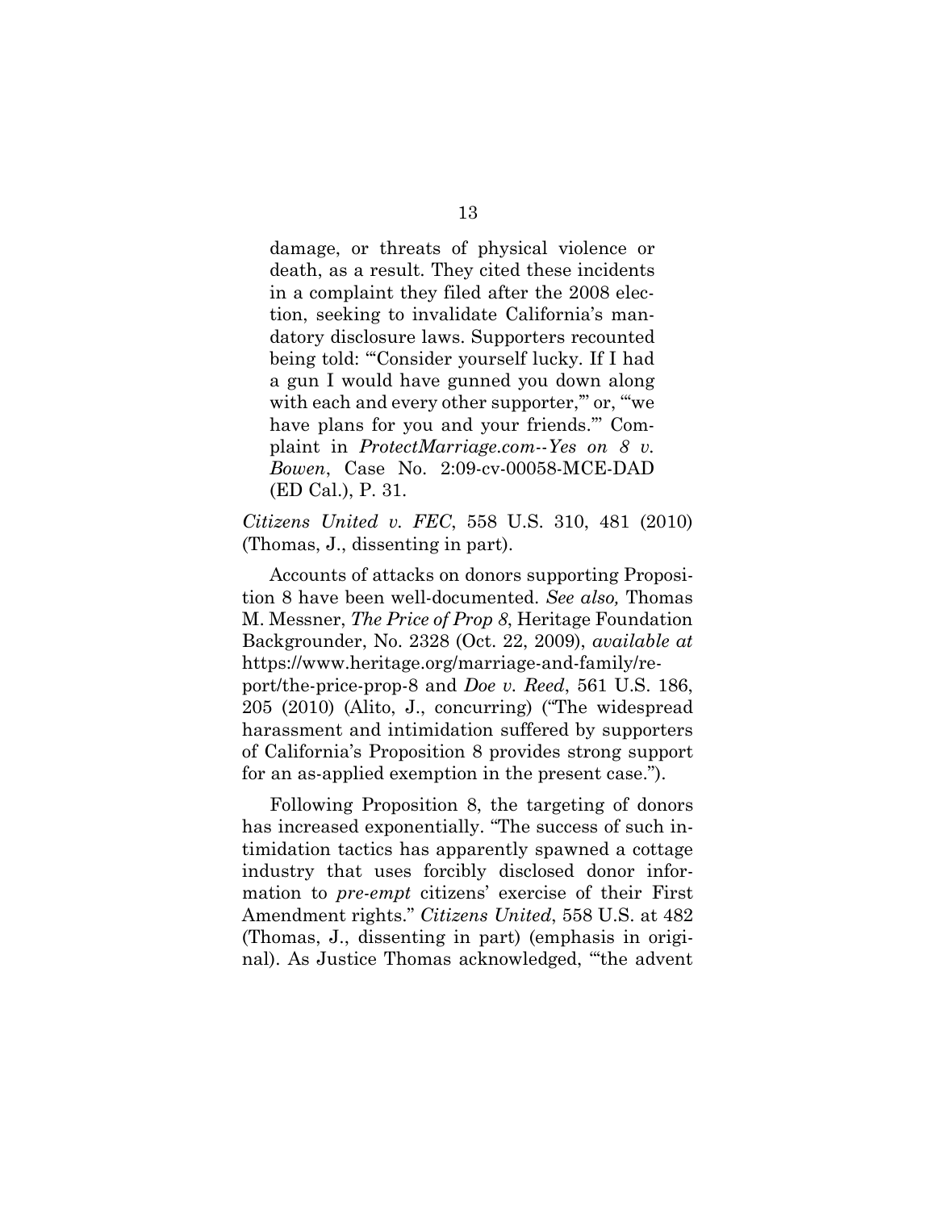> damage, or threats of physical violence or death, as a result. They cited these incidents in a complaint they filed after the 2008 election, seeking to invalidate California's mandatory disclosure laws. Supporters recounted being told: "'Consider yourself lucky. If I had a gun I would have gunned you down along with each and every other supporter,'" or, "'we have plans for you and your friends.'" Complaint in *ProtectMarriage.com--Yes on 8 v. Bowen*, Case No. 2:09-cv-00058-MCE-DAD (ED Cal.), P. 31.

*Citizens United v. FEC*, 558 U.S. 310, 481 (2010) (Thomas, J., dissenting in part).

Accounts of attacks on donors supporting Proposition 8 have been well-documented. *See also,* Thomas M. Messner, *The Price of Prop 8*, Heritage Foundation Backgrounder, No. 2328 (Oct. 22, 2009), *available at* https://www.heritage.org/marriage-and-family/report/the-price-prop-8 and *Doe v. Reed*, 561 U.S. 186, 205 (2010) (Alito, J., concurring) ("The widespread harassment and intimidation suffered by supporters of California's Proposition 8 provides strong support for an as-applied exemption in the present case.").

Following Proposition 8, the targeting of donors has increased exponentially. "The success of such intimidation tactics has apparently spawned a cottage industry that uses forcibly disclosed donor information to *pre-empt* citizens' exercise of their First Amendment rights." *Citizens United*, 558 U.S. at 482 (Thomas, J., dissenting in part) (emphasis in original). As Justice Thomas acknowledged, "'the advent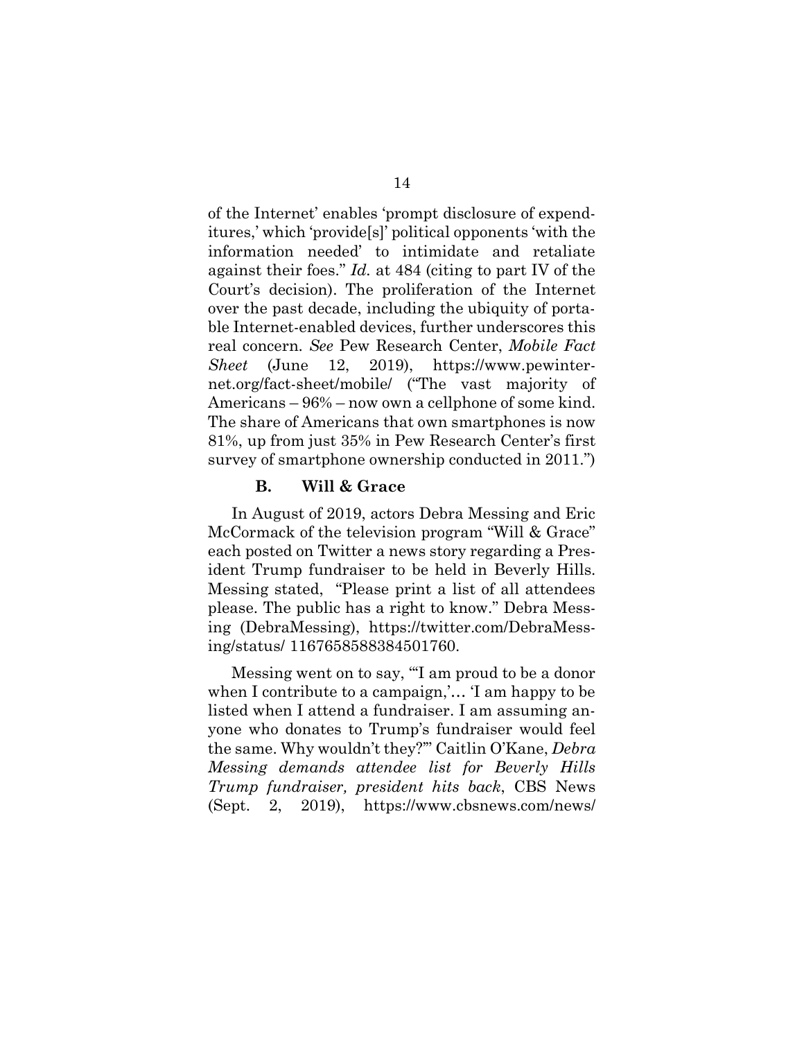of the Internet' enables 'prompt disclosure of expenditures,' which 'provide[s]' political opponents 'with the information needed' to intimidate and retaliate against their foes." *Id.* at 484 (citing to part IV of the Court's decision). The proliferation of the Internet over the past decade, including the ubiquity of portable Internet-enabled devices, further underscores this real concern. *See* Pew Research Center, *Mobile Fact Sheet* (June 12, 2019), https://www.pewinternet.org/fact-sheet/mobile/ ("The vast majority of Americans – 96% – now own a cellphone of some kind. The share of Americans that own smartphones is now 81%, up from just 35% in Pew Research Center's first survey of smartphone ownership conducted in 2011.")

### B. Will & Grace

In August of 2019, actors Debra Messing and Eric McCormack of the television program "Will & Grace" each posted on Twitter a news story regarding a President Trump fundraiser to be held in Beverly Hills. Messing stated, "Please print a list of all attendees please. The public has a right to know." Debra Messing (DebraMessing), https://twitter.com/DebraMessing/status/ 1167658588384501760.

Messing went on to say, "'I am proud to be a donor when I contribute to a campaign,'… 'I am happy to be listed when I attend a fundraiser. I am assuming anyone who donates to Trump's fundraiser would feel the same. Why wouldn't they?'" Caitlin O'Kane, *Debra Messing demands attendee list for Beverly Hills Trump fundraiser, president hits back*, CBS News (Sept. 2, 2019), https://www.cbsnews.com/news/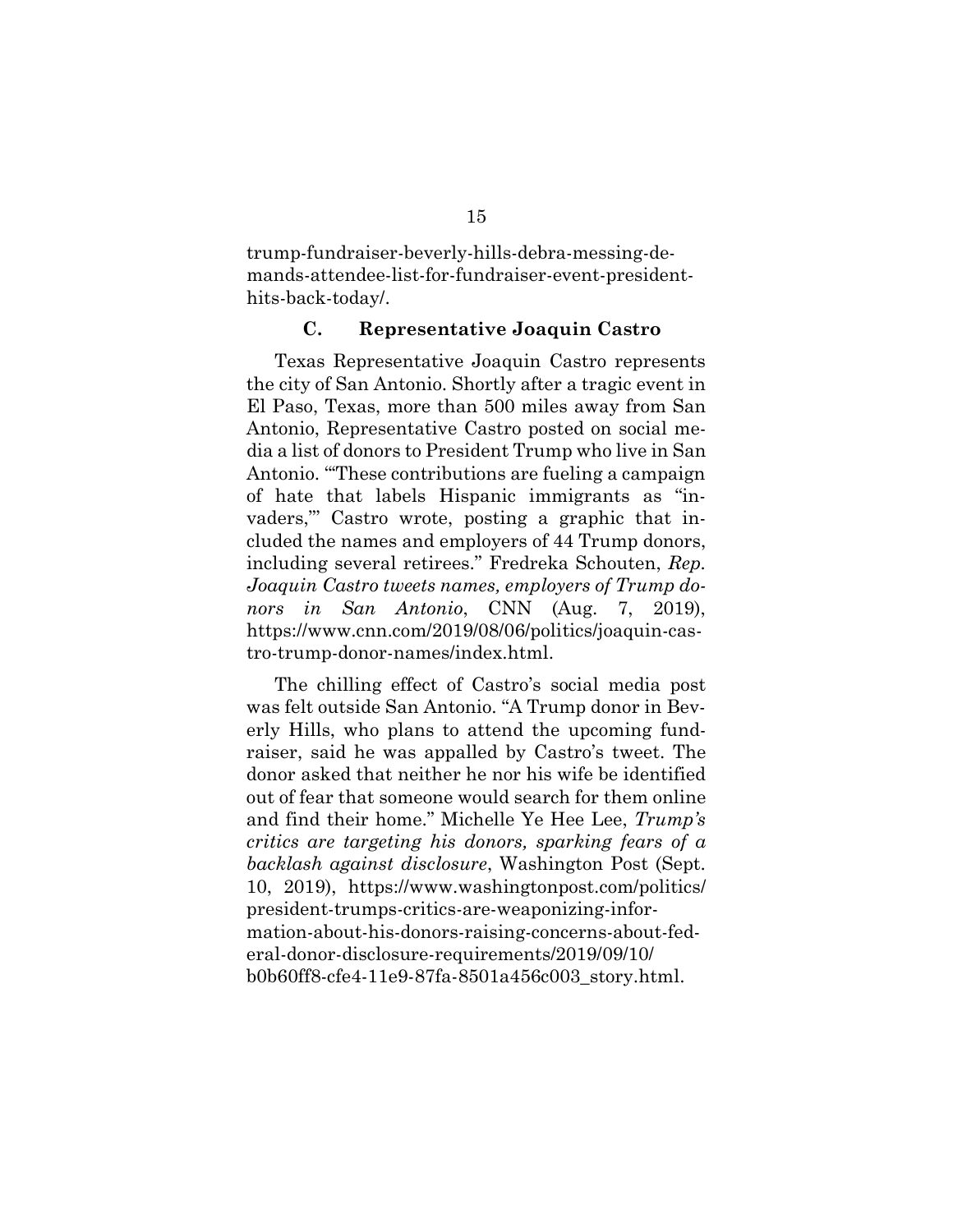trump-fundraiser-beverly-hills-debra-messing-demands-attendee-list-for-fundraiser-event-president-hits-back-today/.

### C. Representative Joaquin Castro

Texas Representative Joaquin Castro represents the city of San Antonio. Shortly after a tragic event in El Paso, Texas, more than 500 miles away from San Antonio, Representative Castro posted on social media a list of donors to President Trump who live in San Antonio. "'These contributions are fueling a campaign of hate that labels Hispanic immigrants as "invaders,"' Castro wrote, posting a graphic that included the names and employers of 44 Trump donors, including several retirees." Fredreka Schouten, *Rep. Joaquin Castro tweets names, employers of Trump donors in San Antonio*, CNN (Aug. 7, 2019), https://www.cnn.com/2019/08/06/politics/joaquin-castro-trump-donor-names/index.html.

The chilling effect of Castro's social media post was felt outside San Antonio. "A Trump donor in Beverly Hills, who plans to attend the upcoming fundraiser, said he was appalled by Castro's tweet. The donor asked that neither he nor his wife be identified out of fear that someone would search for them online and find their home." Michelle Ye Hee Lee, *Trump's critics are targeting his donors, sparking fears of a backlash against disclosure*, Washington Post (Sept. 10, 2019), https://www.washingtonpost.com/politics/president-trumps-critics-are-weaponizing-information-about-his-donors-raising-concerns-about-federal-donor-disclosure-requirements/2019/09/10/b0b60ff8-cfe4-11e9-87fa-8501a456c003_story.html.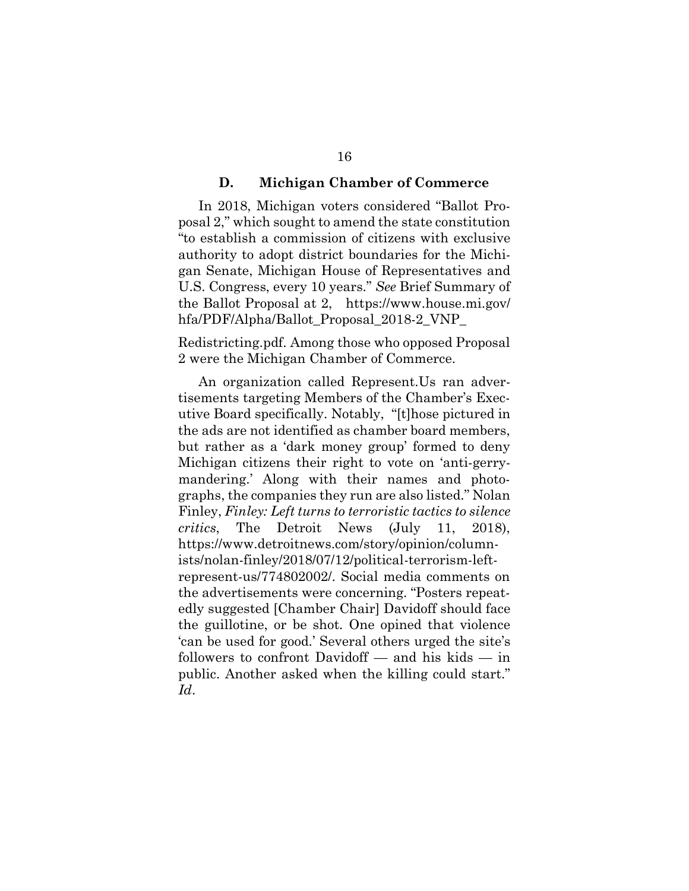### D. Michigan Chamber of Commerce

In 2018, Michigan voters considered "Ballot Proposal 2," which sought to amend the state constitution "to establish a commission of citizens with exclusive authority to adopt district boundaries for the Michigan Senate, Michigan House of Representatives and U.S. Congress, every 10 years." *See* Brief Summary of the Ballot Proposal at 2, https://www.house.mi.gov/hfa/PDF/Alpha/Ballot_Proposal_2018-2_VNP_Redistricting.pdf. Among those who opposed Proposal 2 were the Michigan Chamber of Commerce.

An organization called Represent.Us ran advertisements targeting Members of the Chamber's Executive Board specifically. Notably, "[t]hose pictured in the ads are not identified as chamber board members, but rather as a 'dark money group' formed to deny Michigan citizens their right to vote on 'anti-gerrymandering.' Along with their names and photographs, the companies they run are also listed." Nolan Finley, *Finley: Left turns to terroristic tactics to silence critics*, The Detroit News (July 11, 2018), https://www.detroitnews.com/story/opinion/columnists/nolan-finley/2018/07/12/political-terrorism-left-represent-us/774802002/. Social media comments on the advertisements were concerning. "Posters repeatedly suggested [Chamber Chair] Davidoff should face the guillotine, or be shot. One opined that violence 'can be used for good.' Several others urged the site's followers to confront Davidoff — and his kids — in public. Another asked when the killing could start." *Id*.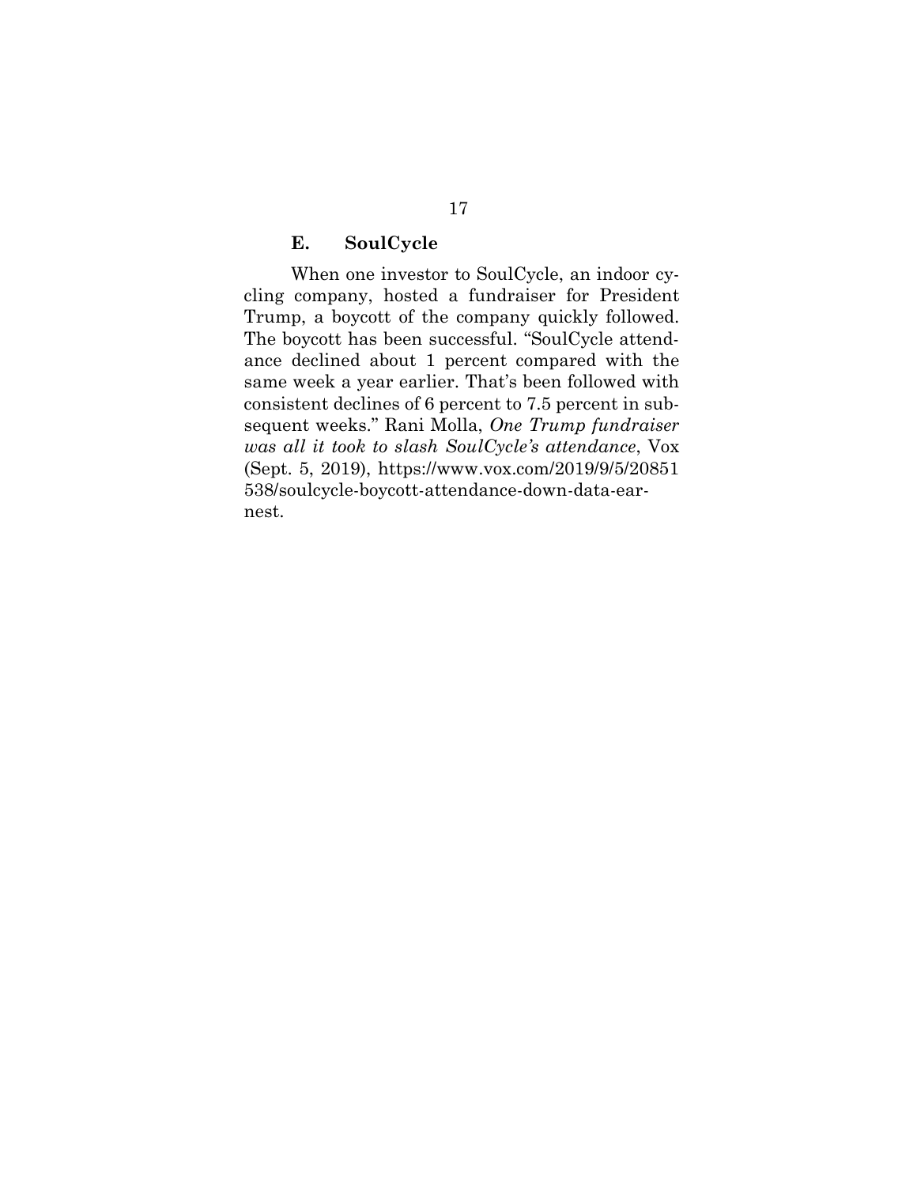### E. SoulCycle

When one investor to SoulCycle, an indoor cycling company, hosted a fundraiser for President Trump, a boycott of the company quickly followed. The boycott has been successful. "SoulCycle attendance declined about 1 percent compared with the same week a year earlier. That's been followed with consistent declines of 6 percent to 7.5 percent in subsequent weeks." Rani Molla, *One Trump fundraiser was all it took to slash SoulCycle's attendance*, Vox (Sept. 5, 2019), https://www.vox.com/2019/9/5/20851538/soulcycle-boycott-attendance-down-data-earnest.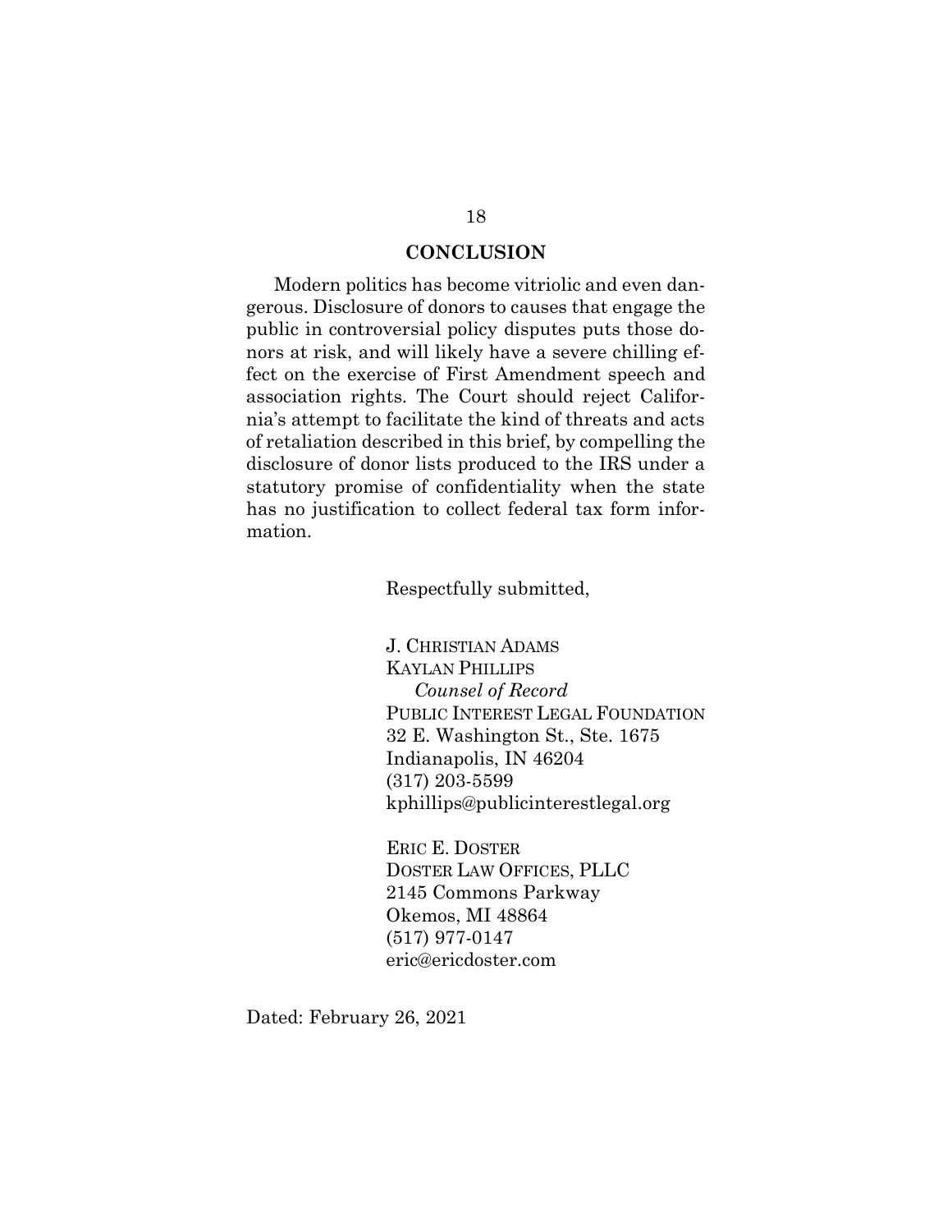## CONCLUSION

Modern politics has become vitriolic and even dangerous. Disclosure of donors to causes that engage the public in controversial policy disputes puts those donors at risk, and will likely have a severe chilling effect on the exercise of First Amendment speech and association rights. The Court should reject California's attempt to facilitate the kind of threats and acts of retaliation described in this brief, by compelling the disclosure of donor lists produced to the IRS under a statutory promise of confidentiality when the state has no justification to collect federal tax form information.

Respectfully submitted,

J. CHRISTIAN ADAMS
KAYLAN PHILLIPS
*Counsel of Record*
PUBLIC INTEREST LEGAL FOUNDATION
32 E. Washington St., Ste. 1675
Indianapolis, IN 46204
(317) 203-5599
kphillips@publicinterestlegal.org

ERIC E. DOSTER
DOSTER LAW OFFICES, PLLC
2145 Commons Parkway
Okemos, MI 48864
(517) 977-0147
eric@ericdoster.com

Dated: February 26, 2021